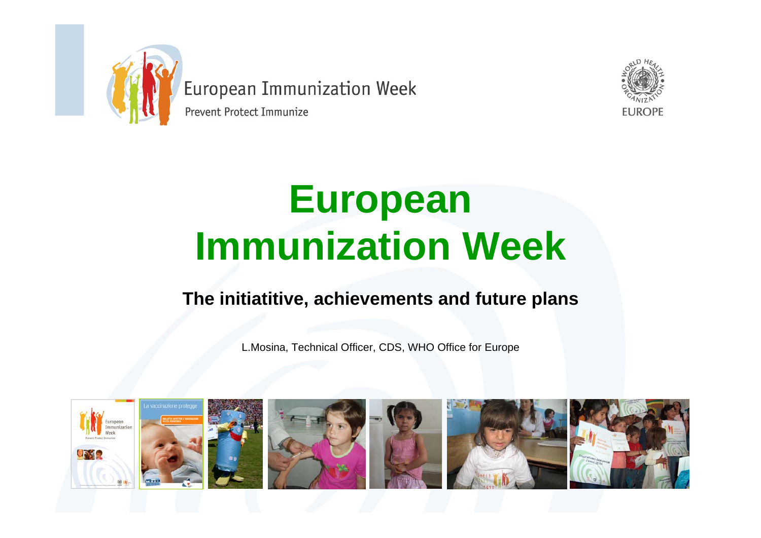European Immunization Week

Prevent Protect Immunize

# European Immunization Week

**The initiatitive, achievements and future plans**

L.Mosina, Technical Officer, CDS, WHO Office for Europe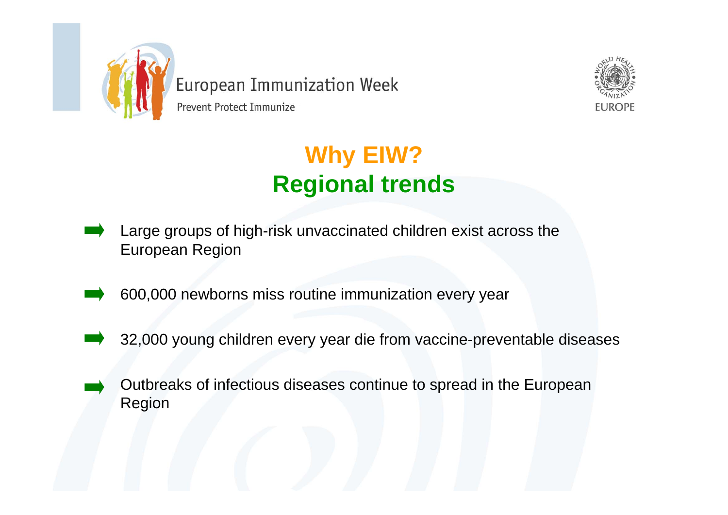European Immunization Week

Prevent Protect Immunize

# Why EIW?
## Regional trends

- Large groups of high-risk unvaccinated children exist across the European Region
- 600,000 newborns miss routine immunization every year
- 32,000 young children every year die from vaccine-preventable diseases
- Outbreaks of infectious diseases continue to spread in the European Region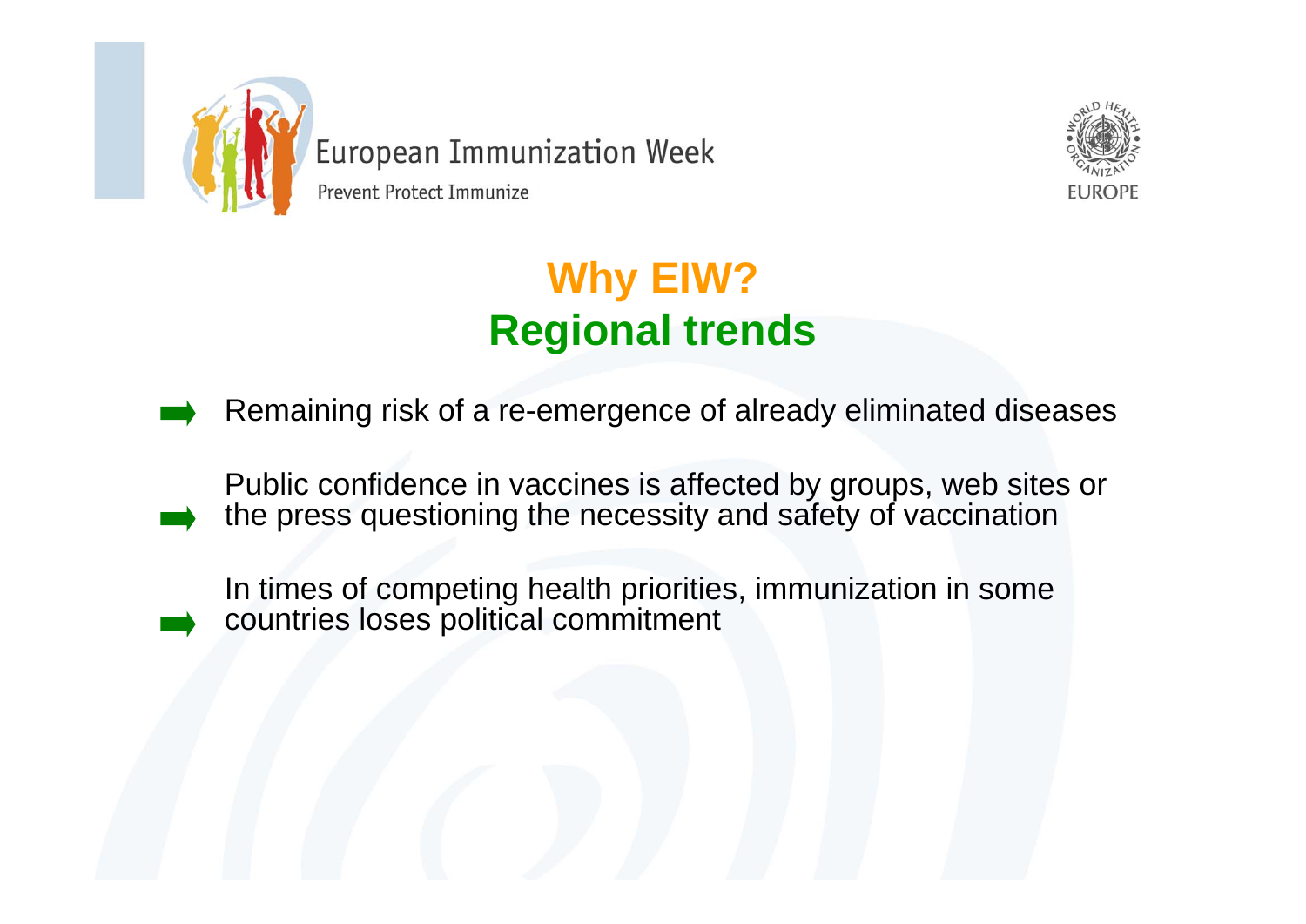European Immunization Week

Prevent Protect Immunize

# Why EIW?
## Regional trends

- Remaining risk of a re-emergence of already eliminated diseases
- Public confidence in vaccines is affected by groups, web sites or the press questioning the necessity and safety of vaccination
- In times of competing health priorities, immunization in some countries loses political commitment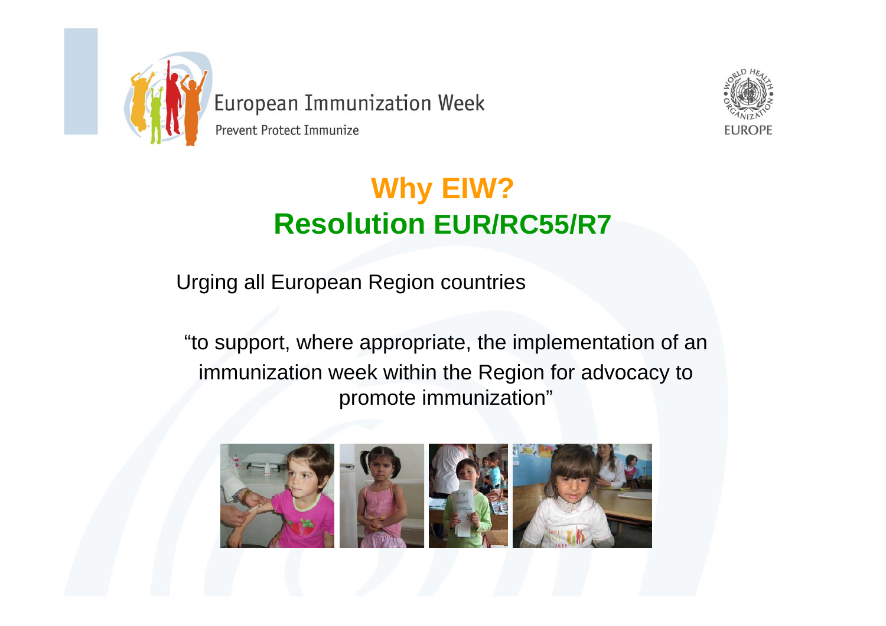European Immunization Week

Prevent Protect Immunize

# Why EIW?
## Resolution EUR/RC55/R7

Urging all European Region countries

“to support, where appropriate, the implementation of an immunization week within the Region for advocacy to promote immunization”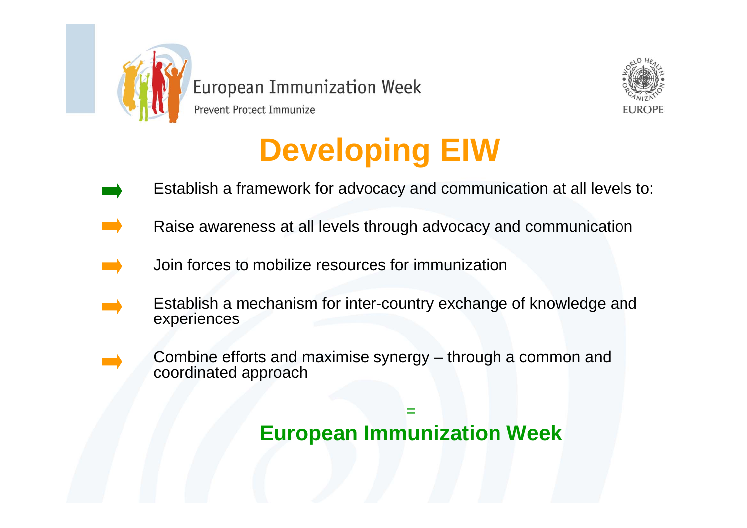# Developing EIW

- Establish a framework for advocacy and communication at all levels to:
- Raise awareness at all levels through advocacy and communication
- Join forces to mobilize resources for immunization
- Establish a mechanism for inter-country exchange of knowledge and experiences
- Combine efforts and maximise synergy – through a common and coordinated approach

=

**European Immunization Week**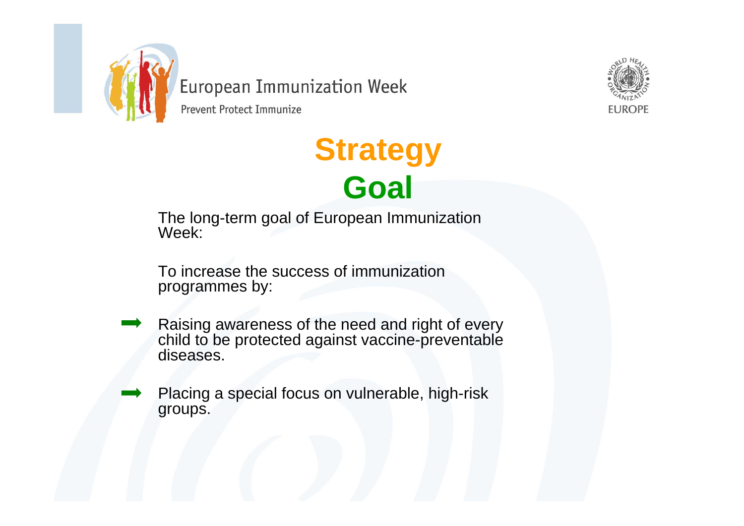# Strategy

## Goal

The long-term goal of European Immunization Week:

To increase the success of immunization programmes by:

- Raising awareness of the need and right of every child to be protected against vaccine-preventable diseases.
- Placing a special focus on vulnerable, high-risk groups.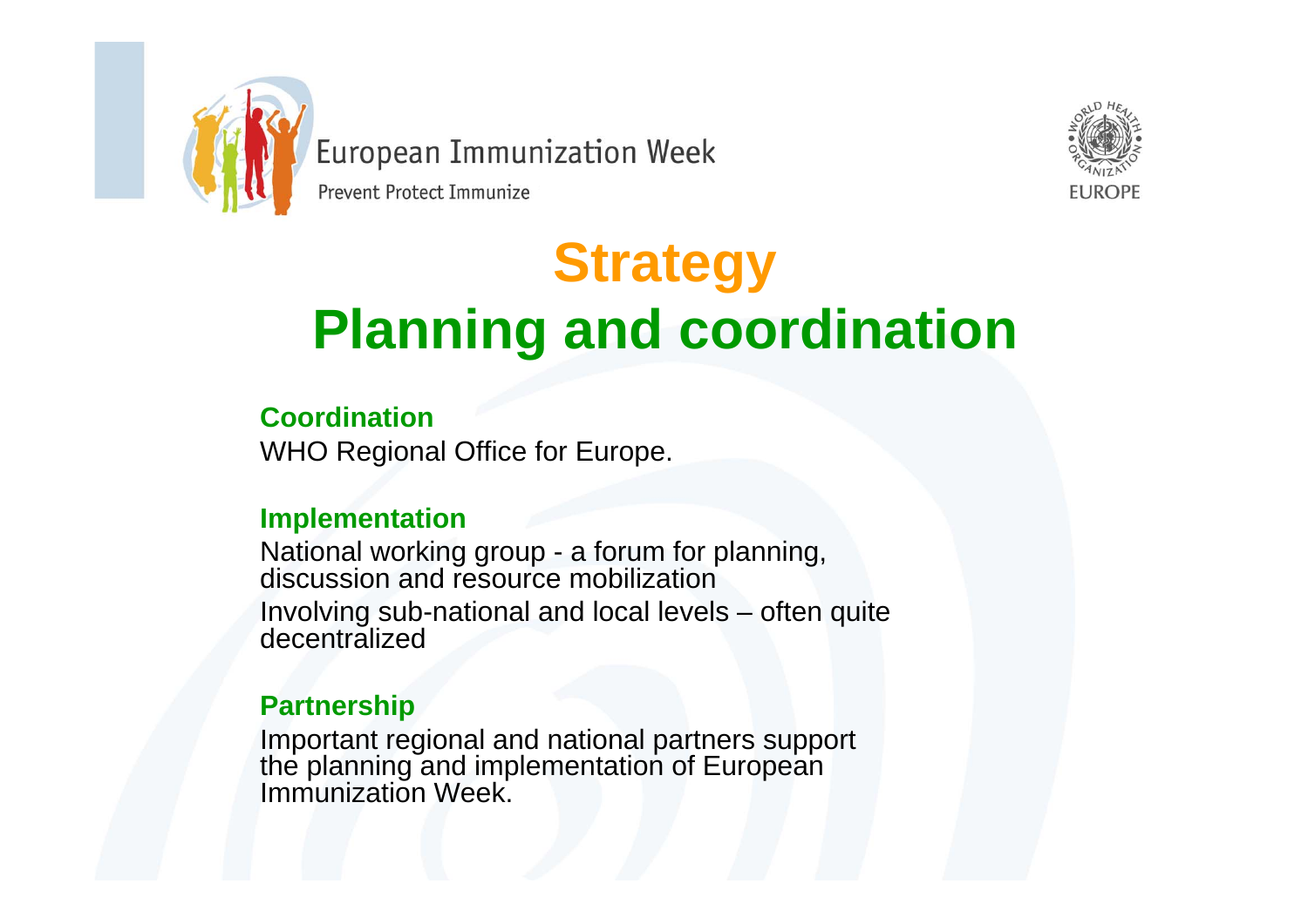# Strategy

## Planning and coordination

**Coordination**

WHO Regional Office for Europe.

**Implementation**

National working group - a forum for planning, discussion and resource mobilization

Involving sub-national and local levels – often quite decentralized

**Partnership**

Important regional and national partners support the planning and implementation of European Immunization Week.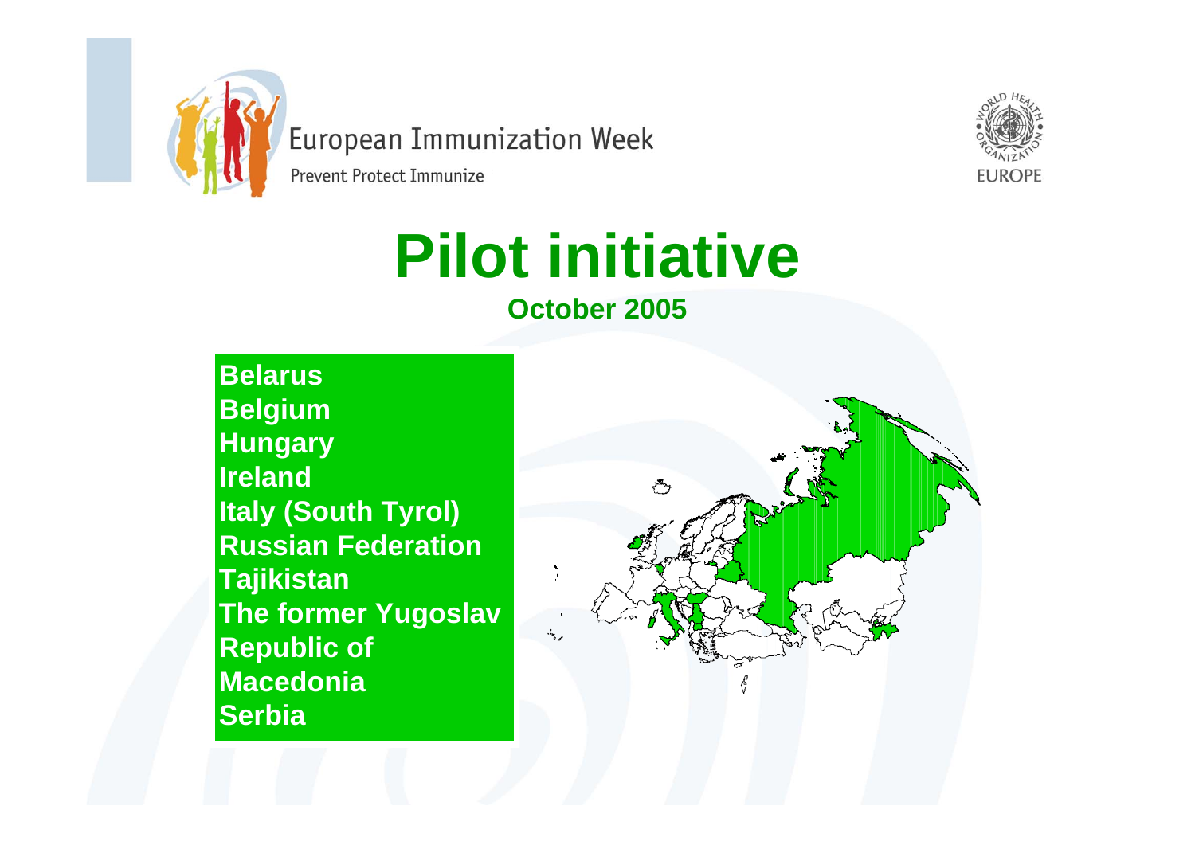European Immunization Week

Prevent Protect Immunize

# Pilot initiative

**October 2005**

- **Belarus**
- **Belgium**
- **Hungary**
- **Ireland**
- **Italy (South Tyrol)**
- **Russian Federation**
- **Tajikistan**
- **The former Yugoslav Republic of Macedonia**
- **Serbia**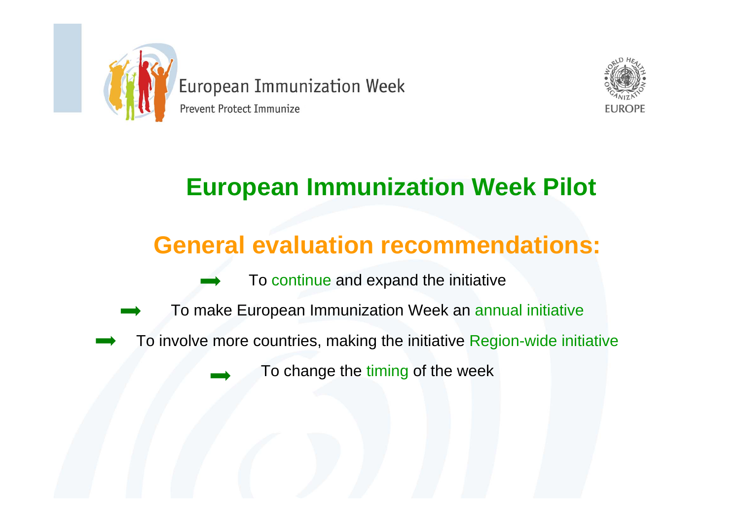# European Immunization Week Pilot

## General evaluation recommendations:

- To continue and expand the initiative
- To make European Immunization Week an annual initiative
- To involve more countries, making the initiative Region-wide initiative
- To change the timing of the week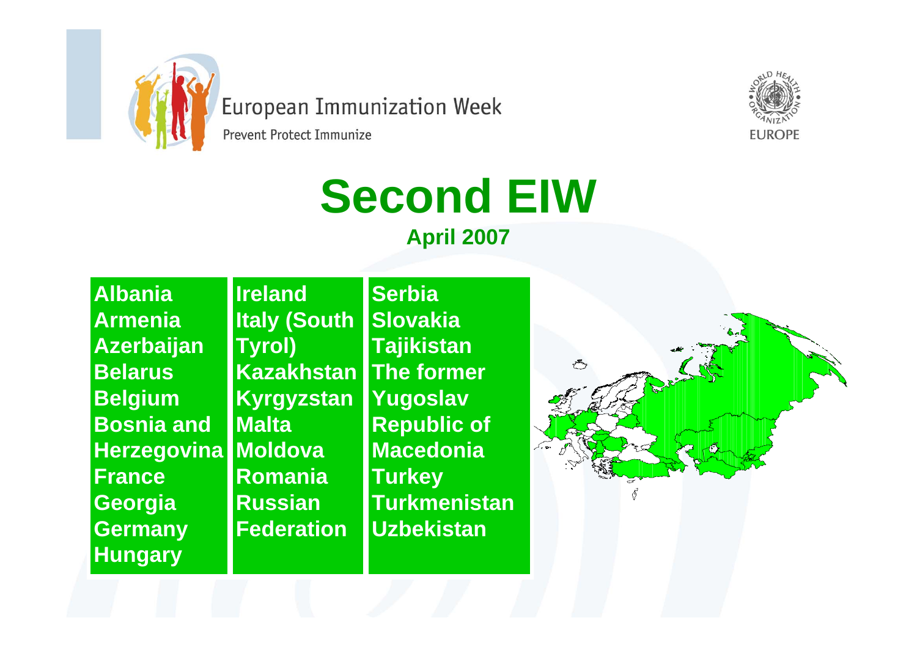European Immunization Week

Prevent Protect Immunize

# Second EIW

**April 2007**

| | | |
|---|---|---|
| Albania | Ireland | Serbia |
| Armenia | Italy (South Tyrol) | Slovakia |
| Azerbaijan | Kazakhstan | Tajikistan |
| Belarus | Kyrgyzstan | The former Yugoslav Republic of Macedonia |
| Belgium | Malta | Turkey |
| Bosnia and Herzegovina | Moldova | Turkmenistan |
| France | Romania | Uzbekistan |
| Georgia | Russian Federation | |
| Germany | | |
| Hungary | | |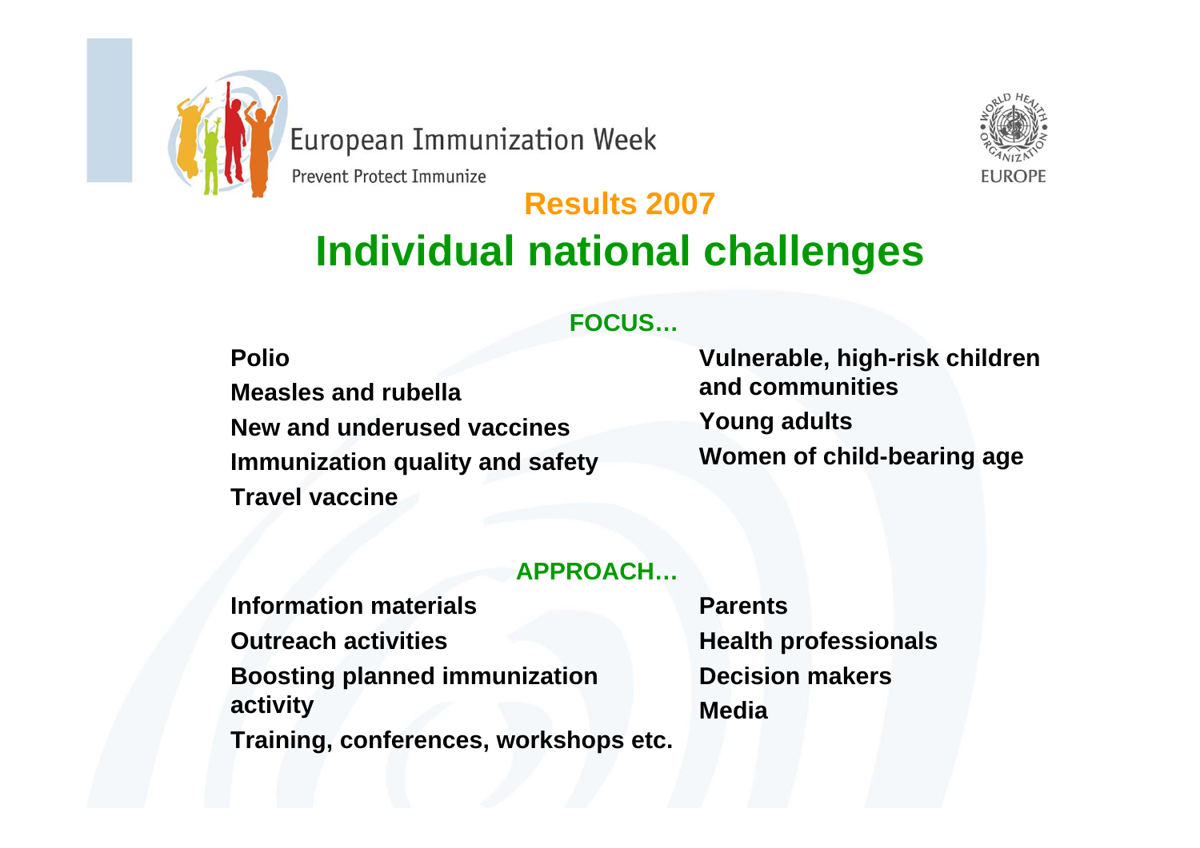European Immunization Week

Prevent Protect Immunize

## Results 2007

# Individual national challenges

### FOCUS…

**Polio**

**Measles and rubella**

**New and underused vaccines**

**Immunization quality and safety**

**Travel vaccine**

**Vulnerable, high-risk children and communities**

**Young adults**

**Women of child-bearing age**

### APPROACH…

**Information materials**

**Outreach activities**

**Boosting planned immunization activity**

**Training, conferences, workshops etc.**

**Parents**

**Health professionals**

**Decision makers**

**Media**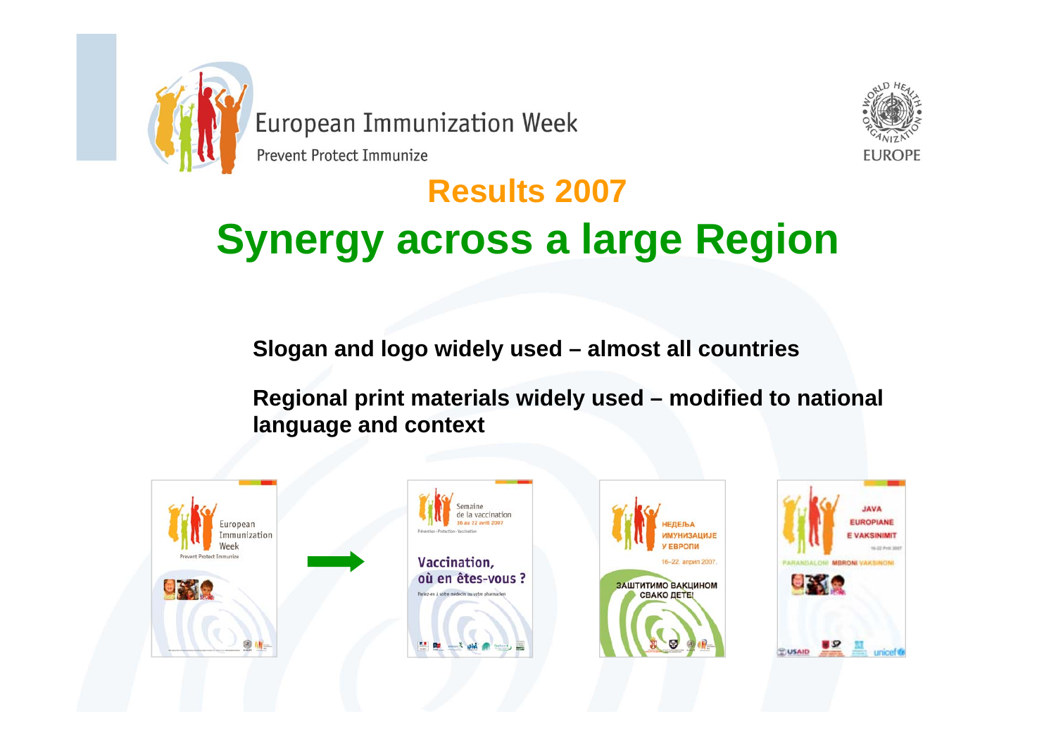European Immunization Week

Prevent Protect Immunize

## Results 2007

# Synergy across a large Region

**Slogan and logo widely used – almost all countries**

**Regional print materials widely used – modified to national language and context**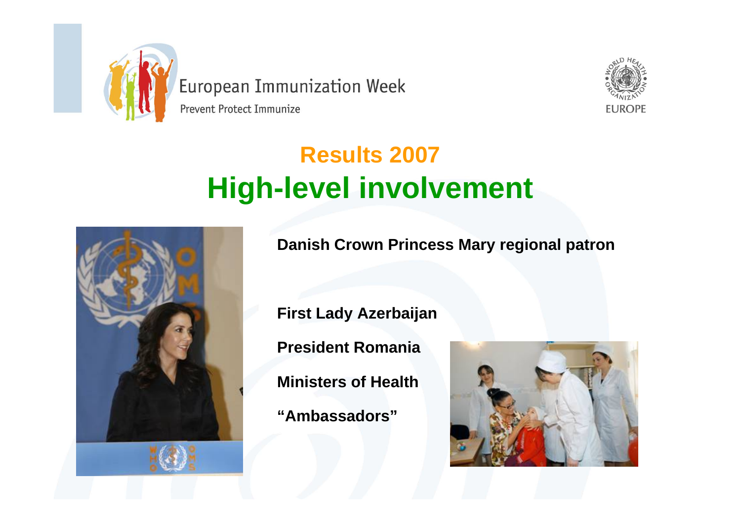European Immunization Week

Prevent Protect Immunize

# Results 2007
# High-level involvement

**Danish Crown Princess Mary regional patron**

**First Lady Azerbaijan**

**President Romania**

**Ministers of Health**

**“Ambassadors”**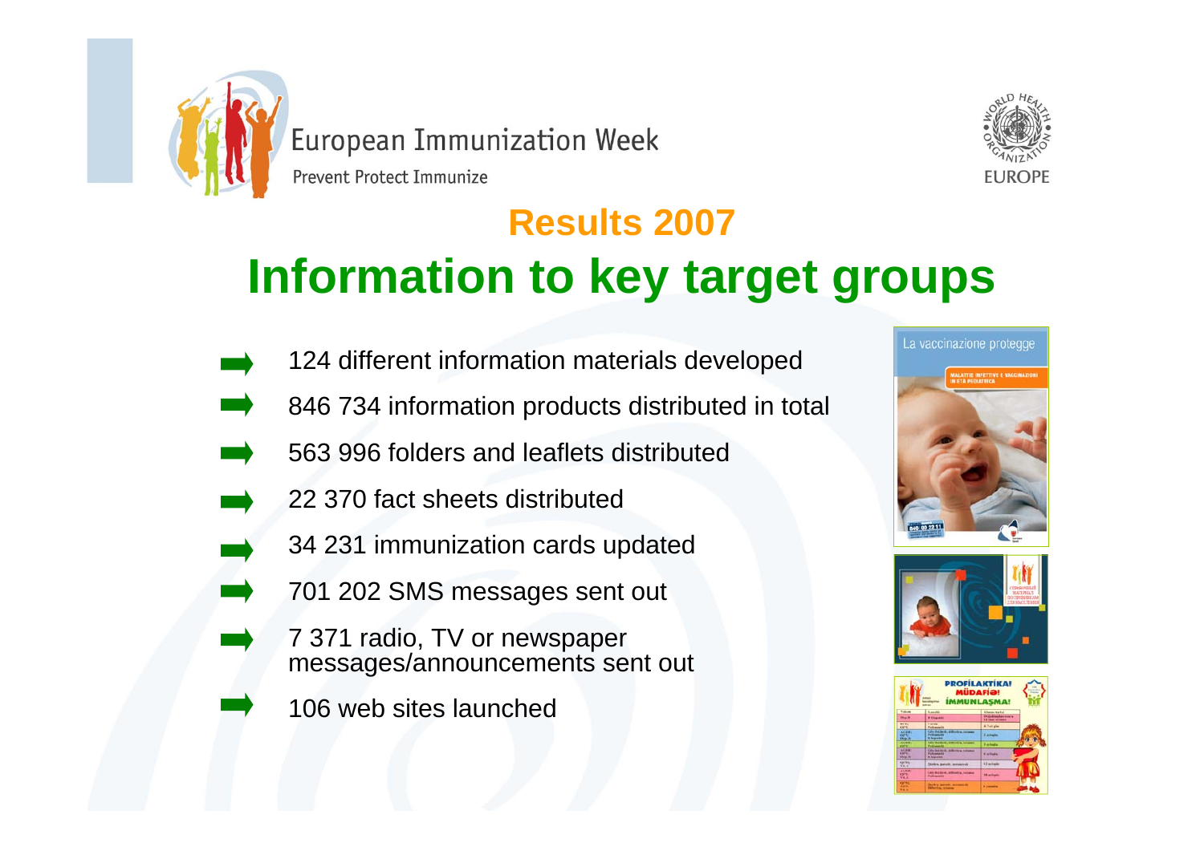European Immunization Week

Prevent Protect Immunize

## Results 2007

# Information to key target groups

- 124 different information materials developed
- 846 734 information products distributed in total
- 563 996 folders and leaflets distributed
- 22 370 fact sheets distributed
- 34 231 immunization cards updated
- 701 202 SMS messages sent out
- 7 371 radio, TV or newspaper messages/announcements sent out
- 106 web sites launched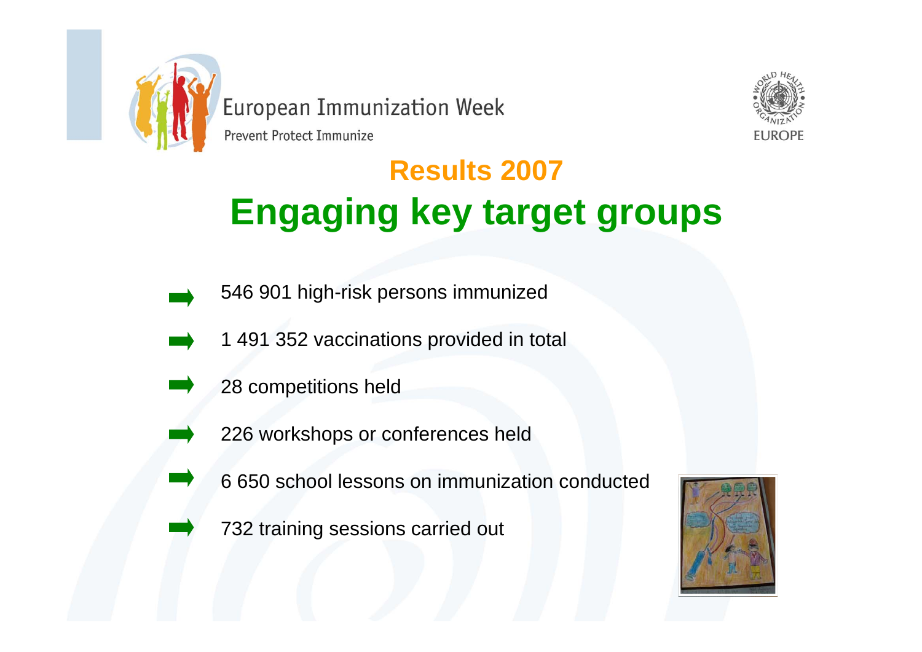European Immunization Week

Prevent Protect Immunize

## Results 2007

# Engaging key target groups

- 546 901 high-risk persons immunized
- 1 491 352 vaccinations provided in total
- 28 competitions held
- 226 workshops or conferences held
- 6 650 school lessons on immunization conducted
- 732 training sessions carried out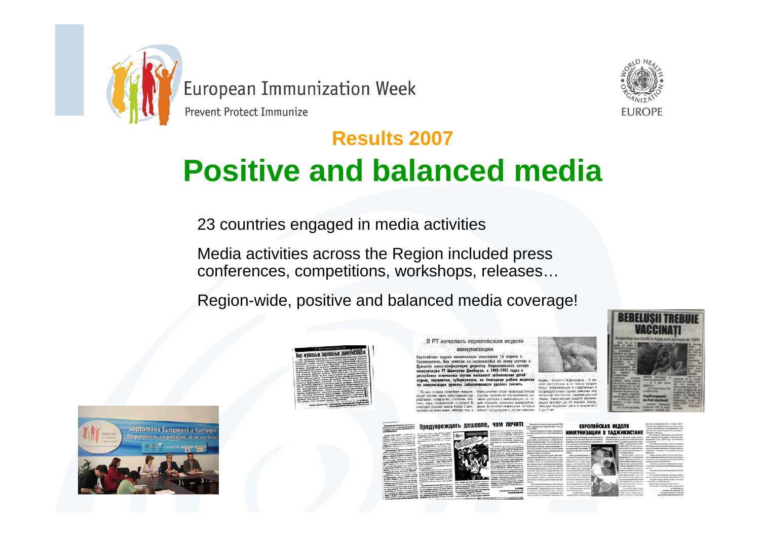European Immunization Week

Prevent Protect Immunize

## Results 2007

# Positive and balanced media

23 countries engaged in media activities

Media activities across the Region included press conferences, competitions, workshops, releases…

Region-wide, positive and balanced media coverage!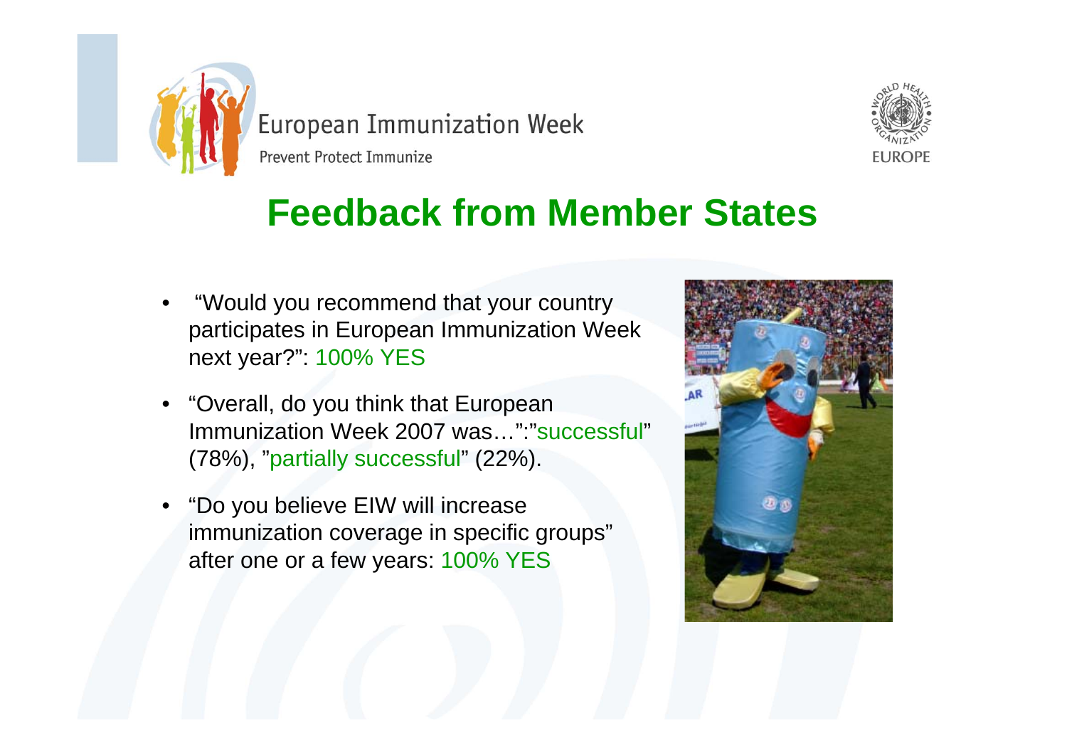European Immunization Week

Prevent Protect Immunize

# Feedback from Member States

- "Would you recommend that your country participates in European Immunization Week next year?": 100% YES
- "Overall, do you think that European Immunization Week 2007 was…":"successful" (78%), "partially successful" (22%).
- "Do you believe EIW will increase immunization coverage in specific groups" after one or a few years: 100% YES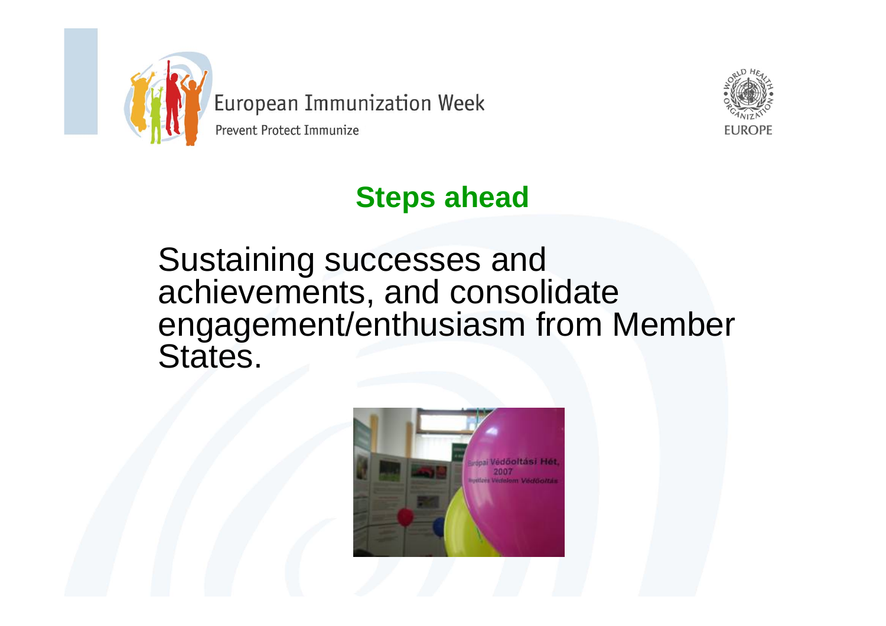## Steps ahead

Sustaining successes and achievements, and consolidate engagement/enthusiasm from Member States.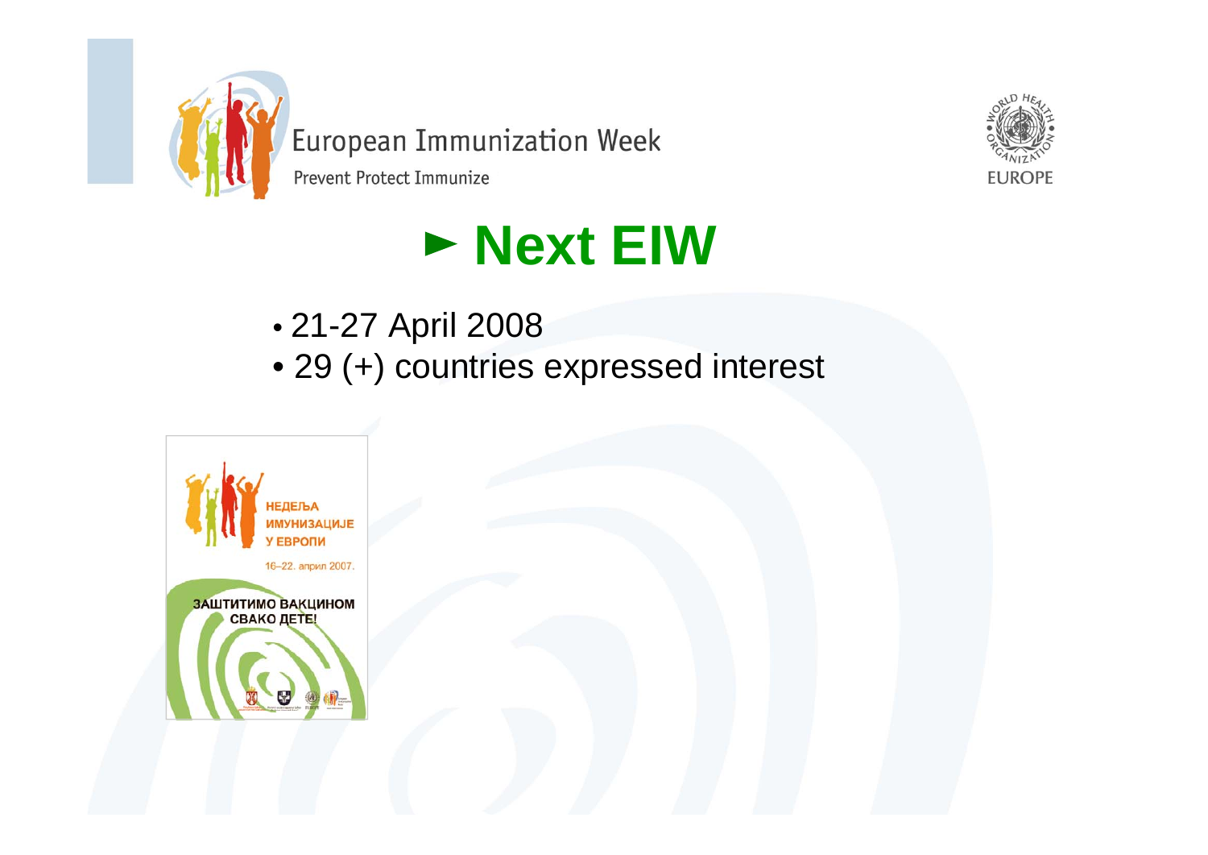European Immunization Week

Prevent Protect Immunize

WORLD HEALTH ORGANIZATION EUROPE

# ► Next EIW

- 21-27 April 2008
- 29 (+) countries expressed interest

НЕДЕЉА ИМУНИЗАЦИЈЕ У ЕВРОПИ

16–22. април 2007.

ЗАШТИТИМО ВАКЦИНОМ СВАКО ДЕТЕ!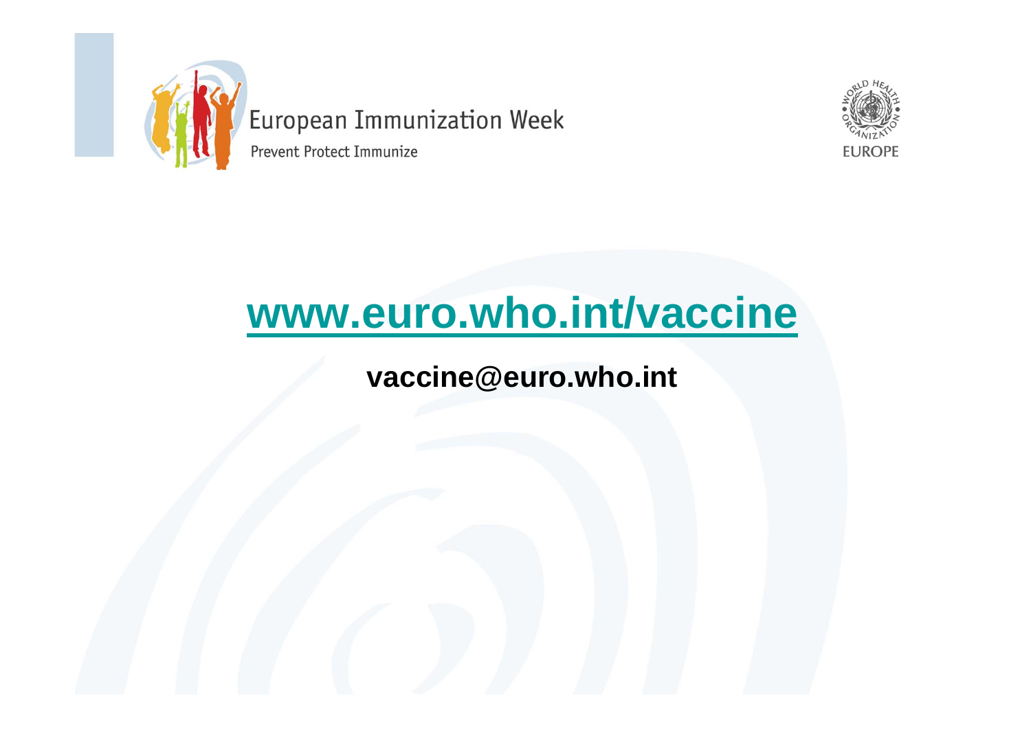European Immunization Week

Prevent Protect Immunize

EUROPE

**www.euro.who.int/vaccine**

**vaccine@euro.who.int**